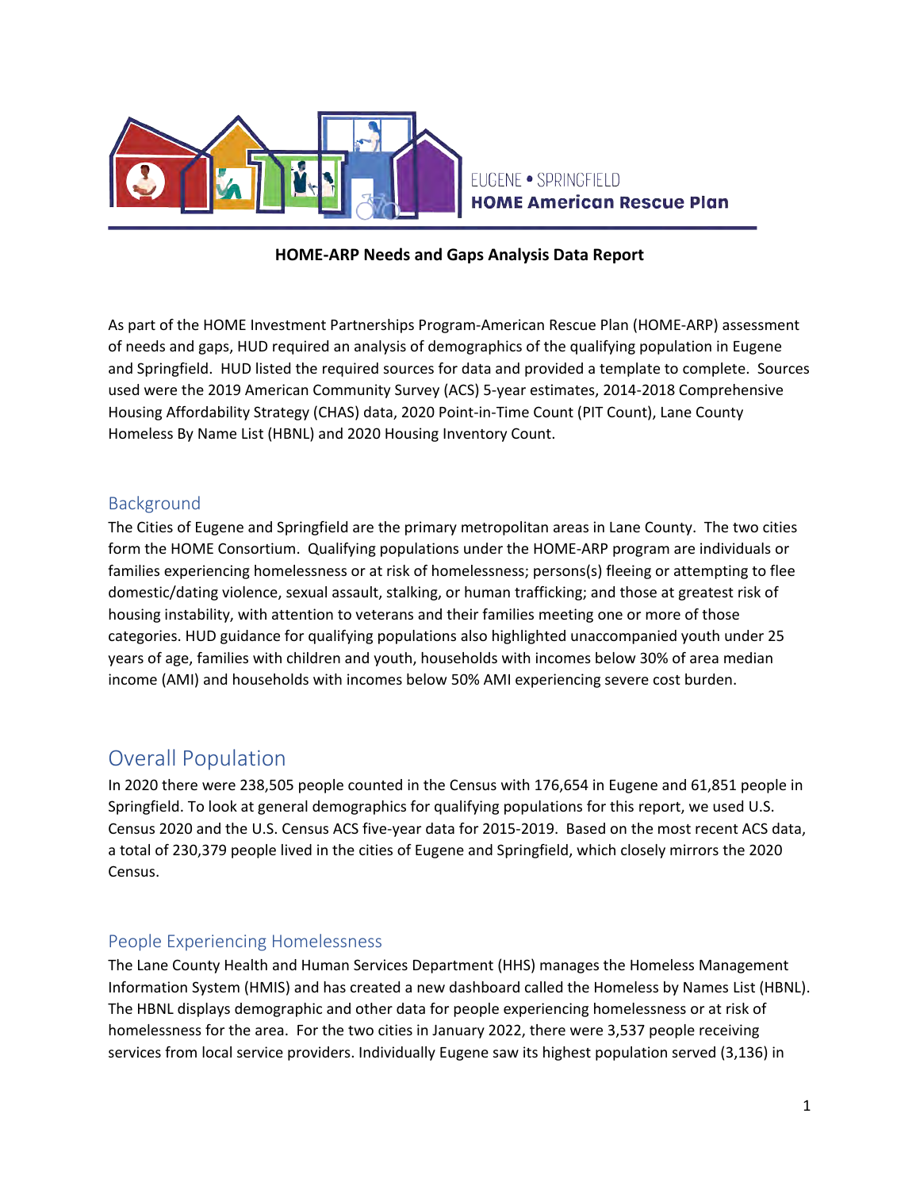EUGENE • SPRINGFIELD
**HOME American Rescue Plan**

**HOME-ARP Needs and Gaps Analysis Data Report**

As part of the HOME Investment Partnerships Program-American Rescue Plan (HOME-ARP) assessment of needs and gaps, HUD required an analysis of demographics of the qualifying population in Eugene and Springfield. HUD listed the required sources for data and provided a template to complete. Sources used were the 2019 American Community Survey (ACS) 5-year estimates, 2014-2018 Comprehensive Housing Affordability Strategy (CHAS) data, 2020 Point-in-Time Count (PIT Count), Lane County Homeless By Name List (HBNL) and 2020 Housing Inventory Count.

## Background

The Cities of Eugene and Springfield are the primary metropolitan areas in Lane County. The two cities form the HOME Consortium. Qualifying populations under the HOME-ARP program are individuals or families experiencing homelessness or at risk of homelessness; persons(s) fleeing or attempting to flee domestic/dating violence, sexual assault, stalking, or human trafficking; and those at greatest risk of housing instability, with attention to veterans and their families meeting one or more of those categories. HUD guidance for qualifying populations also highlighted unaccompanied youth under 25 years of age, families with children and youth, households with incomes below 30% of area median income (AMI) and households with incomes below 50% AMI experiencing severe cost burden.

# Overall Population

In 2020 there were 238,505 people counted in the Census with 176,654 in Eugene and 61,851 people in Springfield. To look at general demographics for qualifying populations for this report, we used U.S. Census 2020 and the U.S. Census ACS five-year data for 2015-2019. Based on the most recent ACS data, a total of 230,379 people lived in the cities of Eugene and Springfield, which closely mirrors the 2020 Census.

## People Experiencing Homelessness

The Lane County Health and Human Services Department (HHS) manages the Homeless Management Information System (HMIS) and has created a new dashboard called the Homeless by Names List (HBNL). The HBNL displays demographic and other data for people experiencing homelessness or at risk of homelessness for the area. For the two cities in January 2022, there were 3,537 people receiving services from local service providers. Individually Eugene saw its highest population served (3,136) in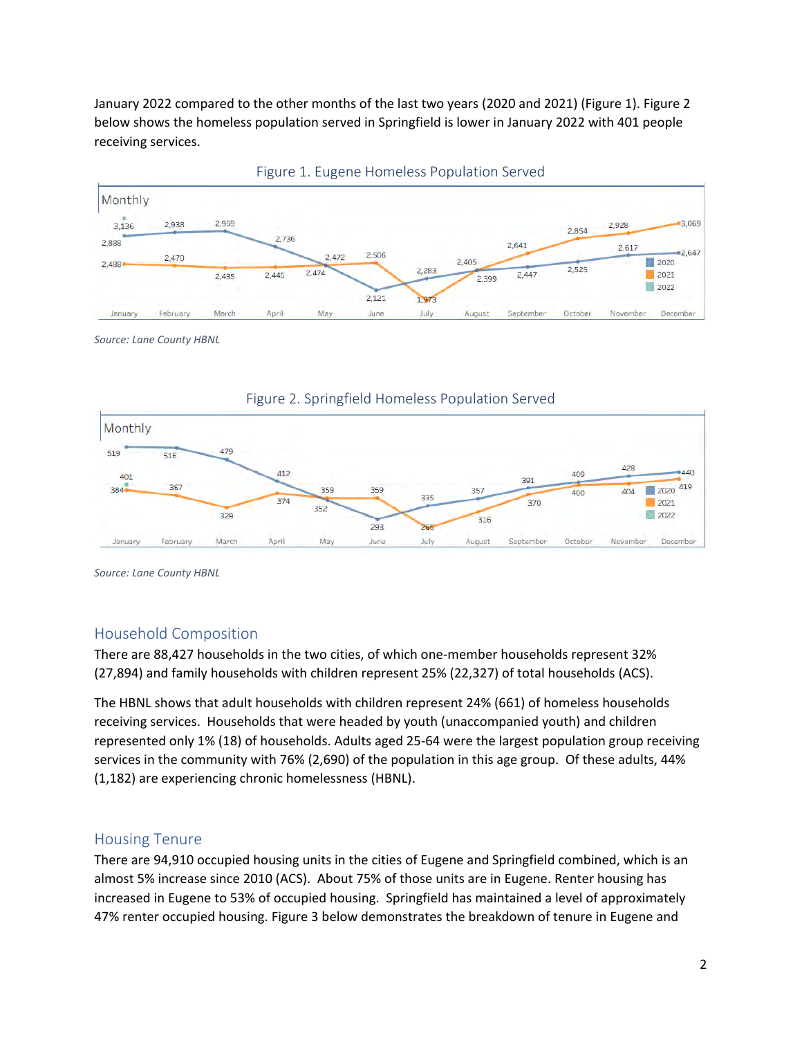January 2022 compared to the other months of the last two years (2020 and 2021) (Figure 1). Figure 2 below shows the homeless population served in Springfield is lower in January 2022 with 401 people receiving services.

Figure 1. Eugene Homeless Population Served

Source: Lane County HBNL

Figure 2. Springfield Homeless Population Served

Source: Lane County HBNL

## Household Composition

There are 88,427 households in the two cities, of which one-member households represent 32% (27,894) and family households with children represent 25% (22,327) of total households (ACS).

The HBNL shows that adult households with children represent 24% (661) of homeless households receiving services. Households that were headed by youth (unaccompanied youth) and children represented only 1% (18) of households. Adults aged 25-64 were the largest population group receiving services in the community with 76% (2,690) of the population in this age group. Of these adults, 44% (1,182) are experiencing chronic homelessness (HBNL).

## Housing Tenure

There are 94,910 occupied housing units in the cities of Eugene and Springfield combined, which is an almost 5% increase since 2010 (ACS). About 75% of those units are in Eugene. Renter housing has increased in Eugene to 53% of occupied housing. Springfield has maintained a level of approximately 47% renter occupied housing. Figure 3 below demonstrates the breakdown of tenure in Eugene and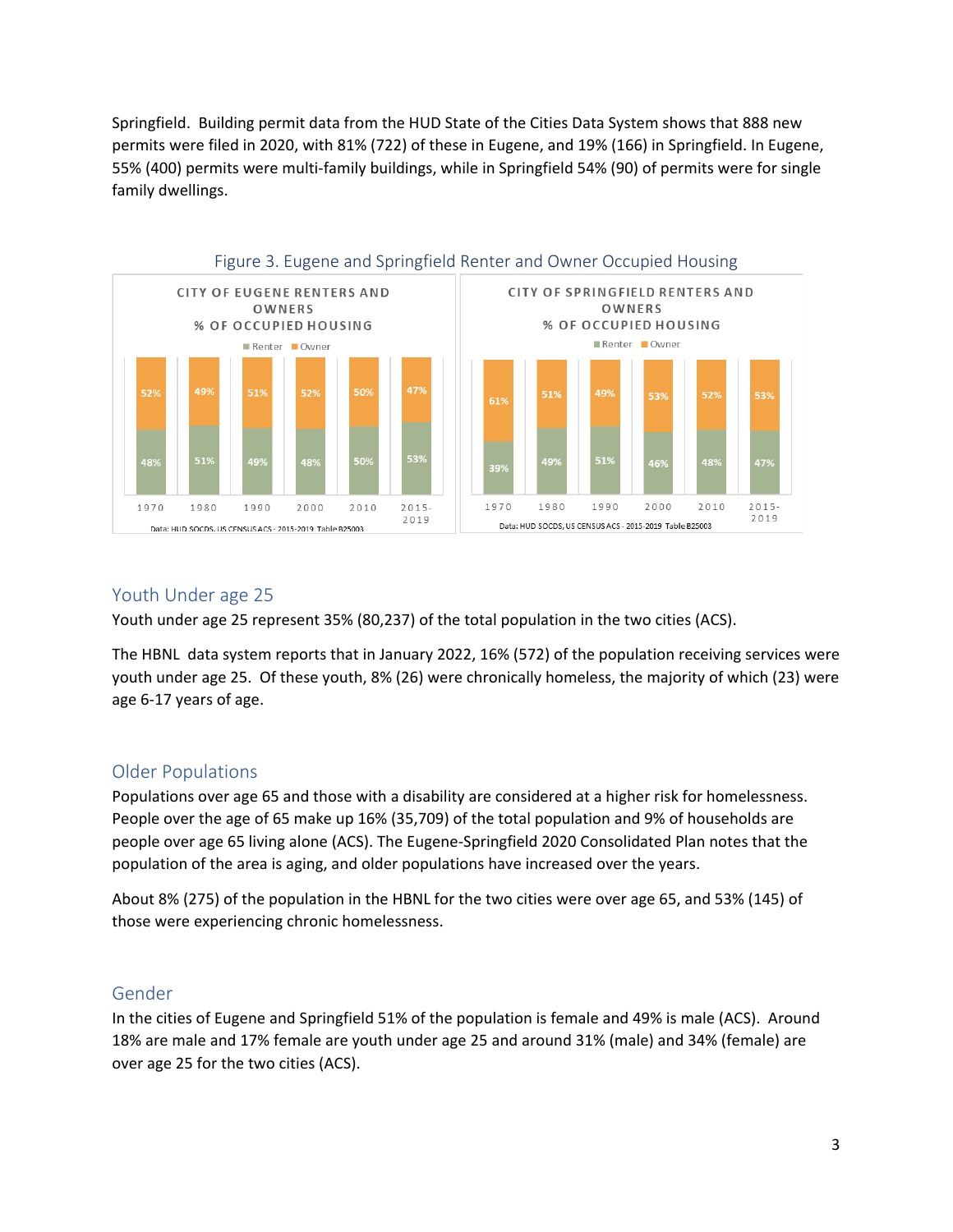Springfield. Building permit data from the HUD State of the Cities Data System shows that 888 new permits were filed in 2020, with 81% (722) of these in Eugene, and 19% (166) in Springfield. In Eugene, 55% (400) permits were multi-family buildings, while in Springfield 54% (90) of permits were for single family dwellings.

Figure 3. Eugene and Springfield Renter and Owner Occupied Housing

**CITY OF EUGENE RENTERS AND OWNERS % OF OCCUPIED HOUSING**

| | 1970 | 1980 | 1990 | 2000 | 2010 | 2015-2019 |
|---|---|---|---|---|---|---|
| Renter | 48% | 51% | 49% | 48% | 50% | 53% |
| Owner | 52% | 49% | 51% | 52% | 50% | 47% |

Data: HUD SOCDS, US CENSUS ACS - 2015-2019 Table B25003

**CITY OF SPRINGFIELD RENTERS AND OWNERS % OF OCCUPIED HOUSING**

| | 1970 | 1980 | 1990 | 2000 | 2010 | 2015-2019 |
|---|---|---|---|---|---|---|
| Renter | 39% | 49% | 51% | 46% | 48% | 47% |
| Owner | 61% | 51% | 49% | 53% | 52% | 53% |

Data: HUD SOCDS, US CENSUS ACS - 2015-2019 Table B25003

## Youth Under age 25

Youth under age 25 represent 35% (80,237) of the total population in the two cities (ACS).

The HBNL data system reports that in January 2022, 16% (572) of the population receiving services were youth under age 25. Of these youth, 8% (26) were chronically homeless, the majority of which (23) were age 6-17 years of age.

## Older Populations

Populations over age 65 and those with a disability are considered at a higher risk for homelessness. People over the age of 65 make up 16% (35,709) of the total population and 9% of households are people over age 65 living alone (ACS). The Eugene-Springfield 2020 Consolidated Plan notes that the population of the area is aging, and older populations have increased over the years.

About 8% (275) of the population in the HBNL for the two cities were over age 65, and 53% (145) of those were experiencing chronic homelessness.

## Gender

In the cities of Eugene and Springfield 51% of the population is female and 49% is male (ACS). Around 18% are male and 17% female are youth under age 25 and around 31% (male) and 34% (female) are over age 25 for the two cities (ACS).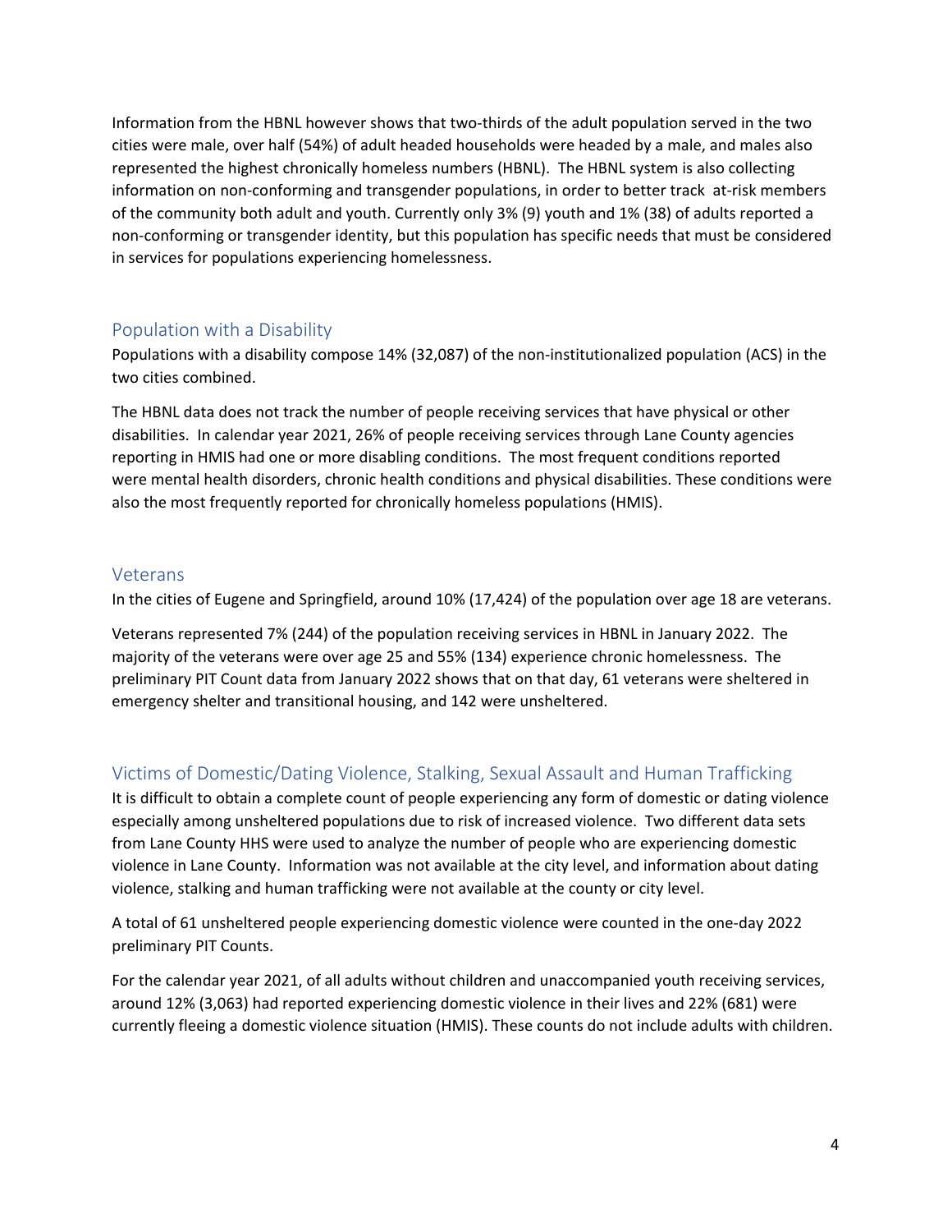Information from the HBNL however shows that two-thirds of the adult population served in the two cities were male, over half (54%) of adult headed households were headed by a male, and males also represented the highest chronically homeless numbers (HBNL). The HBNL system is also collecting information on non-conforming and transgender populations, in order to better track at-risk members of the community both adult and youth. Currently only 3% (9) youth and 1% (38) of adults reported a non-conforming or transgender identity, but this population has specific needs that must be considered in services for populations experiencing homelessness.

## Population with a Disability

Populations with a disability compose 14% (32,087) of the non-institutionalized population (ACS) in the two cities combined.

The HBNL data does not track the number of people receiving services that have physical or other disabilities. In calendar year 2021, 26% of people receiving services through Lane County agencies reporting in HMIS had one or more disabling conditions. The most frequent conditions reported were mental health disorders, chronic health conditions and physical disabilities. These conditions were also the most frequently reported for chronically homeless populations (HMIS).

## Veterans

In the cities of Eugene and Springfield, around 10% (17,424) of the population over age 18 are veterans.

Veterans represented 7% (244) of the population receiving services in HBNL in January 2022. The majority of the veterans were over age 25 and 55% (134) experience chronic homelessness. The preliminary PIT Count data from January 2022 shows that on that day, 61 veterans were sheltered in emergency shelter and transitional housing, and 142 were unsheltered.

## Victims of Domestic/Dating Violence, Stalking, Sexual Assault and Human Trafficking

It is difficult to obtain a complete count of people experiencing any form of domestic or dating violence especially among unsheltered populations due to risk of increased violence. Two different data sets from Lane County HHS were used to analyze the number of people who are experiencing domestic violence in Lane County. Information was not available at the city level, and information about dating violence, stalking and human trafficking were not available at the county or city level.

A total of 61 unsheltered people experiencing domestic violence were counted in the one-day 2022 preliminary PIT Counts.

For the calendar year 2021, of all adults without children and unaccompanied youth receiving services, around 12% (3,063) had reported experiencing domestic violence in their lives and 22% (681) were currently fleeing a domestic violence situation (HMIS). These counts do not include adults with children.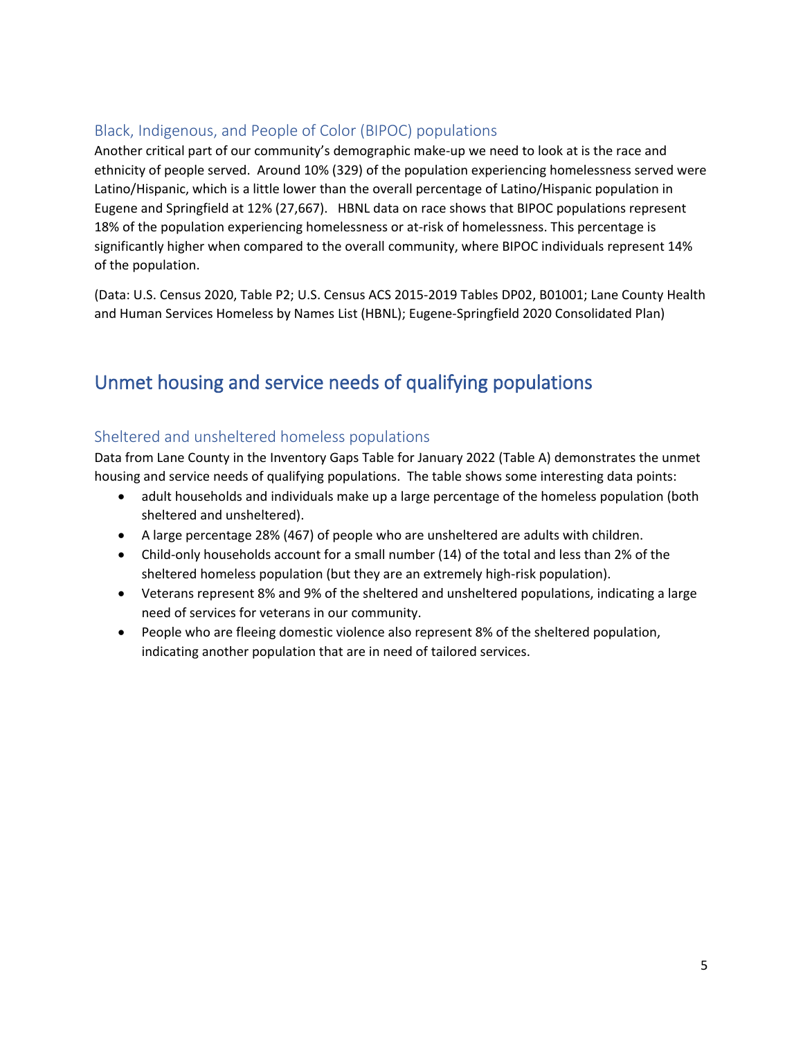### Black, Indigenous, and People of Color (BIPOC) populations

Another critical part of our community's demographic make-up we need to look at is the race and ethnicity of people served. Around 10% (329) of the population experiencing homelessness served were Latino/Hispanic, which is a little lower than the overall percentage of Latino/Hispanic population in Eugene and Springfield at 12% (27,667). HBNL data on race shows that BIPOC populations represent 18% of the population experiencing homelessness or at-risk of homelessness. This percentage is significantly higher when compared to the overall community, where BIPOC individuals represent 14% of the population.

(Data: U.S. Census 2020, Table P2; U.S. Census ACS 2015-2019 Tables DP02, B01001; Lane County Health and Human Services Homeless by Names List (HBNL); Eugene-Springfield 2020 Consolidated Plan)

## Unmet housing and service needs of qualifying populations

### Sheltered and unsheltered homeless populations

Data from Lane County in the Inventory Gaps Table for January 2022 (Table A) demonstrates the unmet housing and service needs of qualifying populations. The table shows some interesting data points:

- adult households and individuals make up a large percentage of the homeless population (both sheltered and unsheltered).
- A large percentage 28% (467) of people who are unsheltered are adults with children.
- Child-only households account for a small number (14) of the total and less than 2% of the sheltered homeless population (but they are an extremely high-risk population).
- Veterans represent 8% and 9% of the sheltered and unsheltered populations, indicating a large need of services for veterans in our community.
- People who are fleeing domestic violence also represent 8% of the sheltered population, indicating another population that are in need of tailored services.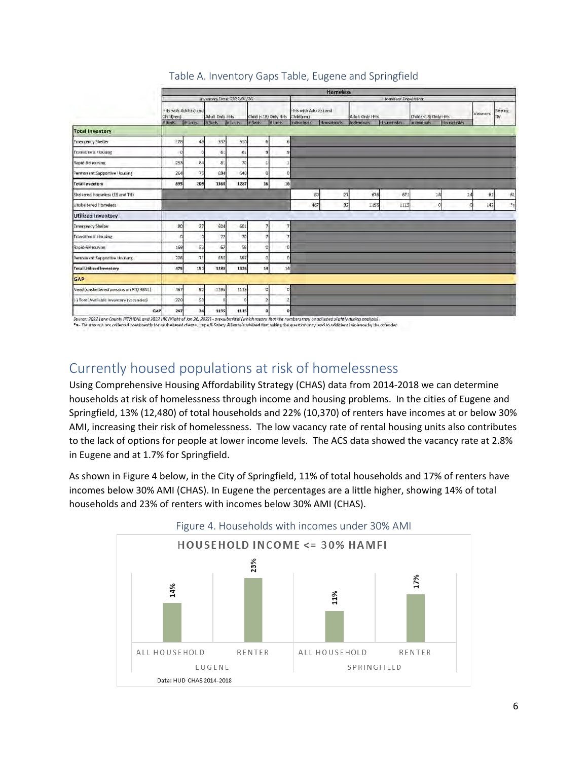Table A. Inventory Gaps Table, Eugene and Springfield

| | Homeless | | | | | | | | | | | | | | |
|---|---|---|---|---|---|---|---|---|---|---|---|---|---|---|---|
| | Inventory Date: 2022/01/26 | | | | | | Homeless Population | | | | | | | | |
| | HHs with Adult(s) and Child(ren) | | Adult Only HHs | | Child (<18) Only HHs | | HHs with Adult(s) and Child(ren) | | Adult Only HHs | | Child (<18) Only HHs | | Veterans | Fleeing DV |
| | # Beds | # Units | # Beds | # Units | # Beds | # Units | Individuals | Households | Individuals | Households | Individuals | Households | | |
| **Total Inventory** | | | | | | | | | | | | | | |
| Emergency Shelter | 178 | 49 | 532 | 510 | 6 | 6 | | | | | | | | |
| Transitional Housing | 0 | 0 | 61 | 61 | 9 | 9 | | | | | | | | |
| Rapid-Rehousing | 253 | 84 | 81 | 70 | 1 | 1 | | | | | | | | |
| Permanent Supportive Housing | 264 | 76 | 694 | 646 | 0 | 0 | | | | | | | | |
| **Total Inventory** | 695 | 209 | 1368 | 1287 | 16 | 16 | | | | | | | | |
| Sheltered Homeless (ES and TH) | | | | | | | 80 | 27 | 676 | 671 | 14 | 14 | 61 | 61 |
| Unsheltered Homeless | | | | | | | 467 | 92 | 1195 | 1115 | 0 | 0 | 142 | *a |
| **Utilized Inventory** | | | | | | | | | | | | | | |
| Emergency Shelter | 80 | 27 | 604 | 601 | 7 | 7 | | | | | | | | |
| Transitional Housing | 0 | 0 | 72 | 70 | 7 | 7 | | | | | | | | |
| Rapid-Rehousing | 169 | 53 | 67 | 58 | 0 | 0 | | | | | | | | |
| Permanent Supportive Housing | 226 | 71 | 650 | 597 | 0 | 0 | | | | | | | | |
| **Total Utilized Inventory** | 475 | 151 | 1393 | 1326 | 14 | 14 | | | | | | | | |
| **GAP** | | | | | | | | | | | | | | |
| Need (unsheltered persons on PIT/HBNL) | 467 | 92 | 1195 | 1115 | 0 | 0 | | | | | | | | |
| (-) Total Available Inventory (vacancies) | 220 | 58 | 0 | 0 | 2 | 2 | | | | | | | | |
| GAP | 247 | 34 | 1195 | 1115 | 0 | 0 | | | | | | | | |

Source: 2022 Lane County PIT/HBNL and 2022 HIC (Night of Jan 26, 2022) - presubmittal (which means that the numbers may be adjusted slightly during analysis)
*a - DV status is not collected consistently for unsheltered clients. Hope & Safety Alliance's advised that asking the question may lead to additional violence by the offender

## Currently housed populations at risk of homelessness

Using Comprehensive Housing Affordability Strategy (CHAS) data from 2014-2018 we can determine households at risk of homelessness through income and housing problems. In the cities of Eugene and Springfield, 13% (12,480) of total households and 22% (10,370) of renters have incomes at or below 30% AMI, increasing their risk of homelessness. The low vacancy rate of rental housing units also contributes to the lack of options for people at lower income levels. The ACS data showed the vacancy rate at 2.8% in Eugene and at 1.7% for Springfield.

As shown in Figure 4 below, in the City of Springfield, 11% of total households and 17% of renters have incomes below 30% AMI (CHAS). In Eugene the percentages are a little higher, showing 14% of total households and 23% of renters with incomes below 30% AMI (CHAS).

Figure 4. Households with incomes under 30% AMI

HOUSEHOLD INCOME <= 30% HAMFI

| | All Household | Renter |
|---|---|---|
| Eugene | 14% | 23% |
| Springfield | 11% | 17% |

Data: HUD CHAS 2014-2018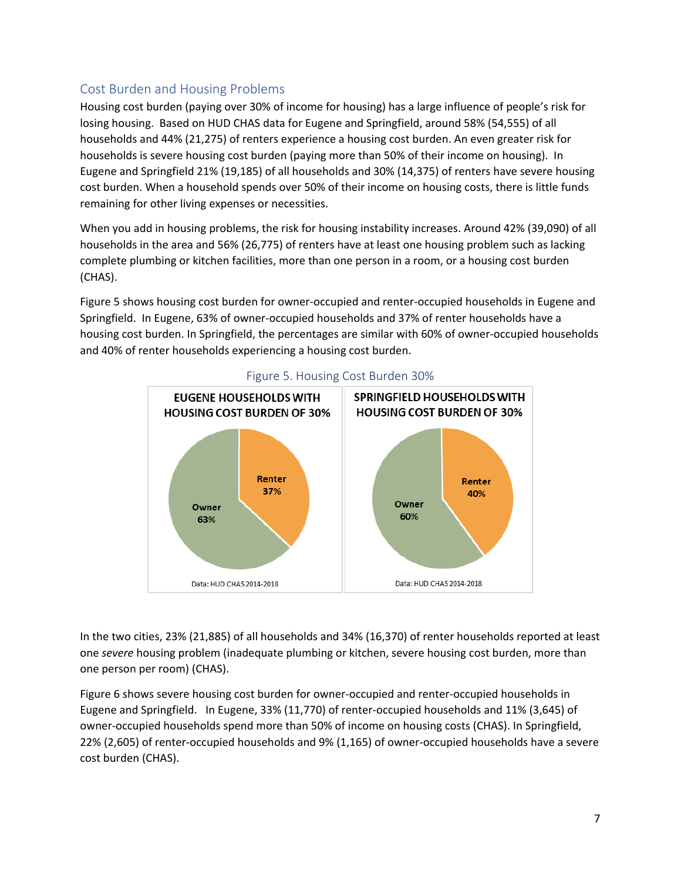## Cost Burden and Housing Problems

Housing cost burden (paying over 30% of income for housing) has a large influence of people's risk for losing housing. Based on HUD CHAS data for Eugene and Springfield, around 58% (54,555) of all households and 44% (21,275) of renters experience a housing cost burden. An even greater risk for households is severe housing cost burden (paying more than 50% of their income on housing). In Eugene and Springfield 21% (19,185) of all households and 30% (14,375) of renters have severe housing cost burden. When a household spends over 50% of their income on housing costs, there is little funds remaining for other living expenses or necessities.

When you add in housing problems, the risk for housing instability increases. Around 42% (39,090) of all households in the area and 56% (26,775) of renters have at least one housing problem such as lacking complete plumbing or kitchen facilities, more than one person in a room, or a housing cost burden (CHAS).

Figure 5 shows housing cost burden for owner-occupied and renter-occupied households in Eugene and Springfield. In Eugene, 63% of owner-occupied households and 37% of renter households have a housing cost burden. In Springfield, the percentages are similar with 60% of owner-occupied households and 40% of renter households experiencing a housing cost burden.

Figure 5. Housing Cost Burden 30%

**EUGENE HOUSEHOLDS WITH HOUSING COST BURDEN OF 30%**

| Tenure | Percent |
|---|---|
| Renter | 37% |
| Owner | 63% |

Data: HUD CHAS 2014-2018

**SPRINGFIELD HOUSEHOLDS WITH HOUSING COST BURDEN OF 30%**

| Tenure | Percent |
|---|---|
| Renter | 40% |
| Owner | 60% |

Data: HUD CHAS 2014-2018

In the two cities, 23% (21,885) of all households and 34% (16,370) of renter households reported at least one *severe* housing problem (inadequate plumbing or kitchen, severe housing cost burden, more than one person per room) (CHAS).

Figure 6 shows severe housing cost burden for owner-occupied and renter-occupied households in Eugene and Springfield. In Eugene, 33% (11,770) of renter-occupied households and 11% (3,645) of owner-occupied households spend more than 50% of income on housing costs (CHAS). In Springfield, 22% (2,605) of renter-occupied households and 9% (1,165) of owner-occupied households have a severe cost burden (CHAS).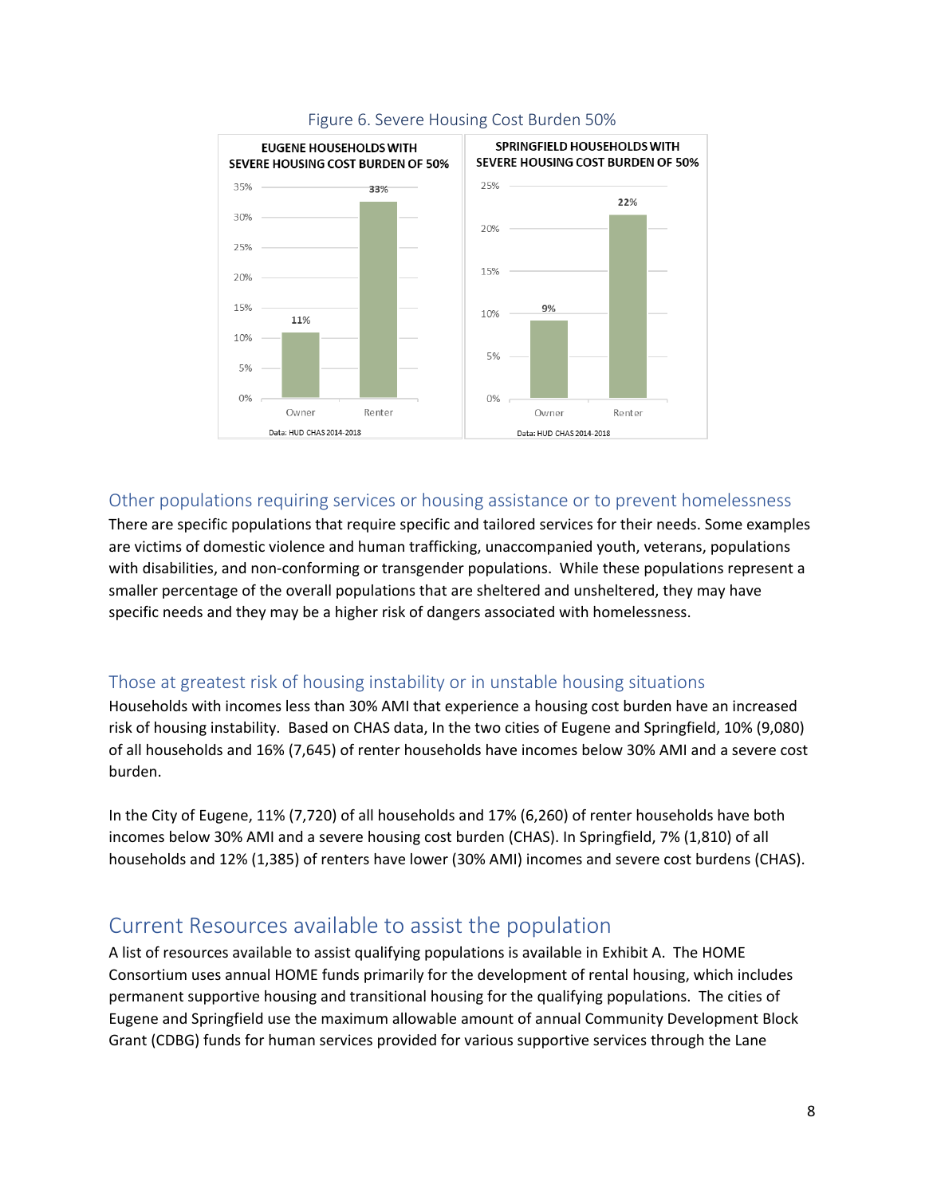Figure 6. Severe Housing Cost Burden 50%

| EUGENE HOUSEHOLDS WITH SEVERE HOUSING COST BURDEN OF 50% | |
|---|---|
| Owner | 11% |
| Renter | 33% |

Data: HUD CHAS 2014-2018

| SPRINGFIELD HOUSEHOLDS WITH SEVERE HOUSING COST BURDEN OF 50% | |
|---|---|
| Owner | 9% |
| Renter | 22% |

Data: HUD CHAS 2014-2018

### Other populations requiring services or housing assistance or to prevent homelessness

There are specific populations that require specific and tailored services for their needs. Some examples are victims of domestic violence and human trafficking, unaccompanied youth, veterans, populations with disabilities, and non-conforming or transgender populations. While these populations represent a smaller percentage of the overall populations that are sheltered and unsheltered, they may have specific needs and they may be a higher risk of dangers associated with homelessness.

### Those at greatest risk of housing instability or in unstable housing situations

Households with incomes less than 30% AMI that experience a housing cost burden have an increased risk of housing instability. Based on CHAS data, In the two cities of Eugene and Springfield, 10% (9,080) of all households and 16% (7,645) of renter households have incomes below 30% AMI and a severe cost burden.

In the City of Eugene, 11% (7,720) of all households and 17% (6,260) of renter households have both incomes below 30% AMI and a severe housing cost burden (CHAS). In Springfield, 7% (1,810) of all households and 12% (1,385) of renters have lower (30% AMI) incomes and severe cost burdens (CHAS).

## Current Resources available to assist the population

A list of resources available to assist qualifying populations is available in Exhibit A. The HOME Consortium uses annual HOME funds primarily for the development of rental housing, which includes permanent supportive housing and transitional housing for the qualifying populations. The cities of Eugene and Springfield use the maximum allowable amount of annual Community Development Block Grant (CDBG) funds for human services provided for various supportive services through the Lane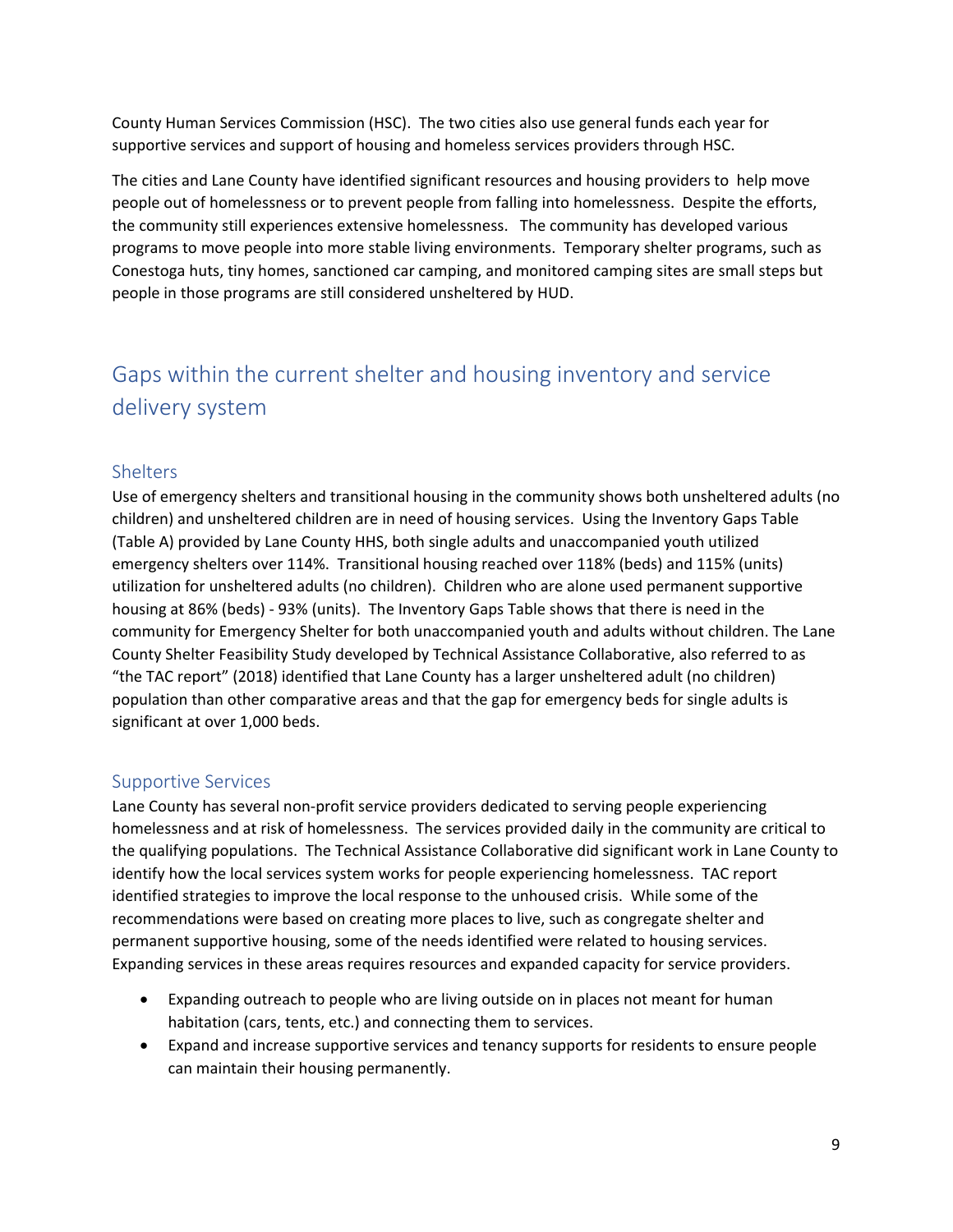County Human Services Commission (HSC). The two cities also use general funds each year for supportive services and support of housing and homeless services providers through HSC.

The cities and Lane County have identified significant resources and housing providers to help move people out of homelessness or to prevent people from falling into homelessness. Despite the efforts, the community still experiences extensive homelessness. The community has developed various programs to move people into more stable living environments. Temporary shelter programs, such as Conestoga huts, tiny homes, sanctioned car camping, and monitored camping sites are small steps but people in those programs are still considered unsheltered by HUD.

## Gaps within the current shelter and housing inventory and service delivery system

### Shelters

Use of emergency shelters and transitional housing in the community shows both unsheltered adults (no children) and unsheltered children are in need of housing services. Using the Inventory Gaps Table (Table A) provided by Lane County HHS, both single adults and unaccompanied youth utilized emergency shelters over 114%. Transitional housing reached over 118% (beds) and 115% (units) utilization for unsheltered adults (no children). Children who are alone used permanent supportive housing at 86% (beds) - 93% (units). The Inventory Gaps Table shows that there is need in the community for Emergency Shelter for both unaccompanied youth and adults without children. The Lane County Shelter Feasibility Study developed by Technical Assistance Collaborative, also referred to as "the TAC report" (2018) identified that Lane County has a larger unsheltered adult (no children) population than other comparative areas and that the gap for emergency beds for single adults is significant at over 1,000 beds.

### Supportive Services

Lane County has several non-profit service providers dedicated to serving people experiencing homelessness and at risk of homelessness. The services provided daily in the community are critical to the qualifying populations. The Technical Assistance Collaborative did significant work in Lane County to identify how the local services system works for people experiencing homelessness. TAC report identified strategies to improve the local response to the unhoused crisis. While some of the recommendations were based on creating more places to live, such as congregate shelter and permanent supportive housing, some of the needs identified were related to housing services. Expanding services in these areas requires resources and expanded capacity for service providers.

- Expanding outreach to people who are living outside on in places not meant for human habitation (cars, tents, etc.) and connecting them to services.
- Expand and increase supportive services and tenancy supports for residents to ensure people can maintain their housing permanently.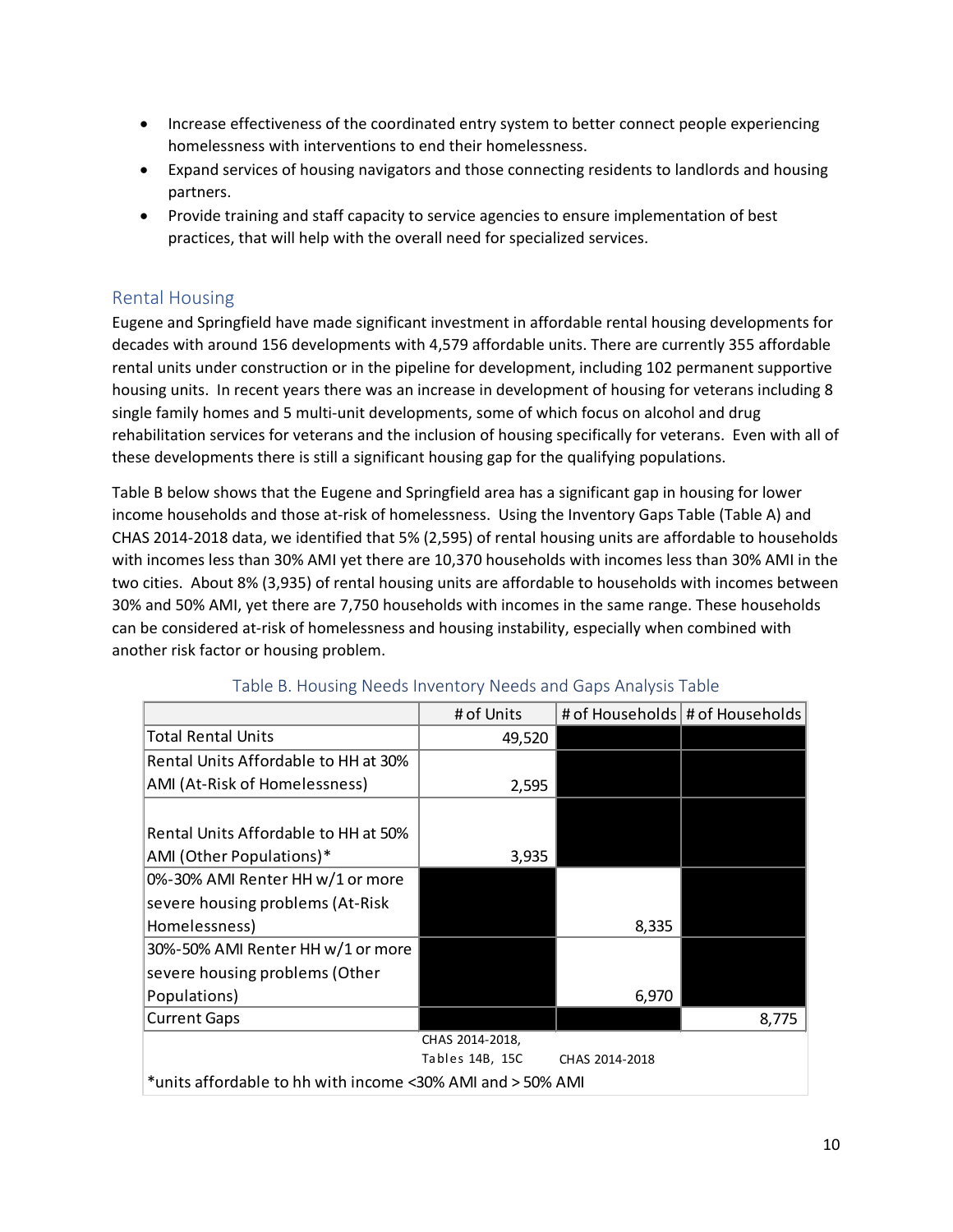- Increase effectiveness of the coordinated entry system to better connect people experiencing homelessness with interventions to end their homelessness.
- Expand services of housing navigators and those connecting residents to landlords and housing partners.
- Provide training and staff capacity to service agencies to ensure implementation of best practices, that will help with the overall need for specialized services.

## Rental Housing

Eugene and Springfield have made significant investment in affordable rental housing developments for decades with around 156 developments with 4,579 affordable units. There are currently 355 affordable rental units under construction or in the pipeline for development, including 102 permanent supportive housing units. In recent years there was an increase in development of housing for veterans including 8 single family homes and 5 multi-unit developments, some of which focus on alcohol and drug rehabilitation services for veterans and the inclusion of housing specifically for veterans. Even with all of these developments there is still a significant housing gap for the qualifying populations.

Table B below shows that the Eugene and Springfield area has a significant gap in housing for lower income households and those at-risk of homelessness. Using the Inventory Gaps Table (Table A) and CHAS 2014-2018 data, we identified that 5% (2,595) of rental housing units are affordable to households with incomes less than 30% AMI yet there are 10,370 households with incomes less than 30% AMI in the two cities. About 8% (3,935) of rental housing units are affordable to households with incomes between 30% and 50% AMI, yet there are 7,750 households with incomes in the same range. These households can be considered at-risk of homelessness and housing instability, especially when combined with another risk factor or housing problem.

Table B. Housing Needs Inventory Needs and Gaps Analysis Table

| | # of Units | # of Households | # of Households |
|---|---|---|---|
| Total Rental Units | 49,520 | | |
| Rental Units Affordable to HH at 30% AMI (At-Risk of Homelessness) | 2,595 | | |
| Rental Units Affordable to HH at 50% AMI (Other Populations)* | 3,935 | | |
| 0%-30% AMI Renter HH w/1 or more severe housing problems (At-Risk Homelessness) | | 8,335 | |
| 30%-50% AMI Renter HH w/1 or more severe housing problems (Other Populations) | | 6,970 | |
| Current Gaps | | | 8,775 |
| | CHAS 2014-2018, Tables 14B, 15C | CHAS 2014-2018 | |

*units affordable to hh with income <30% AMI and > 50% AMI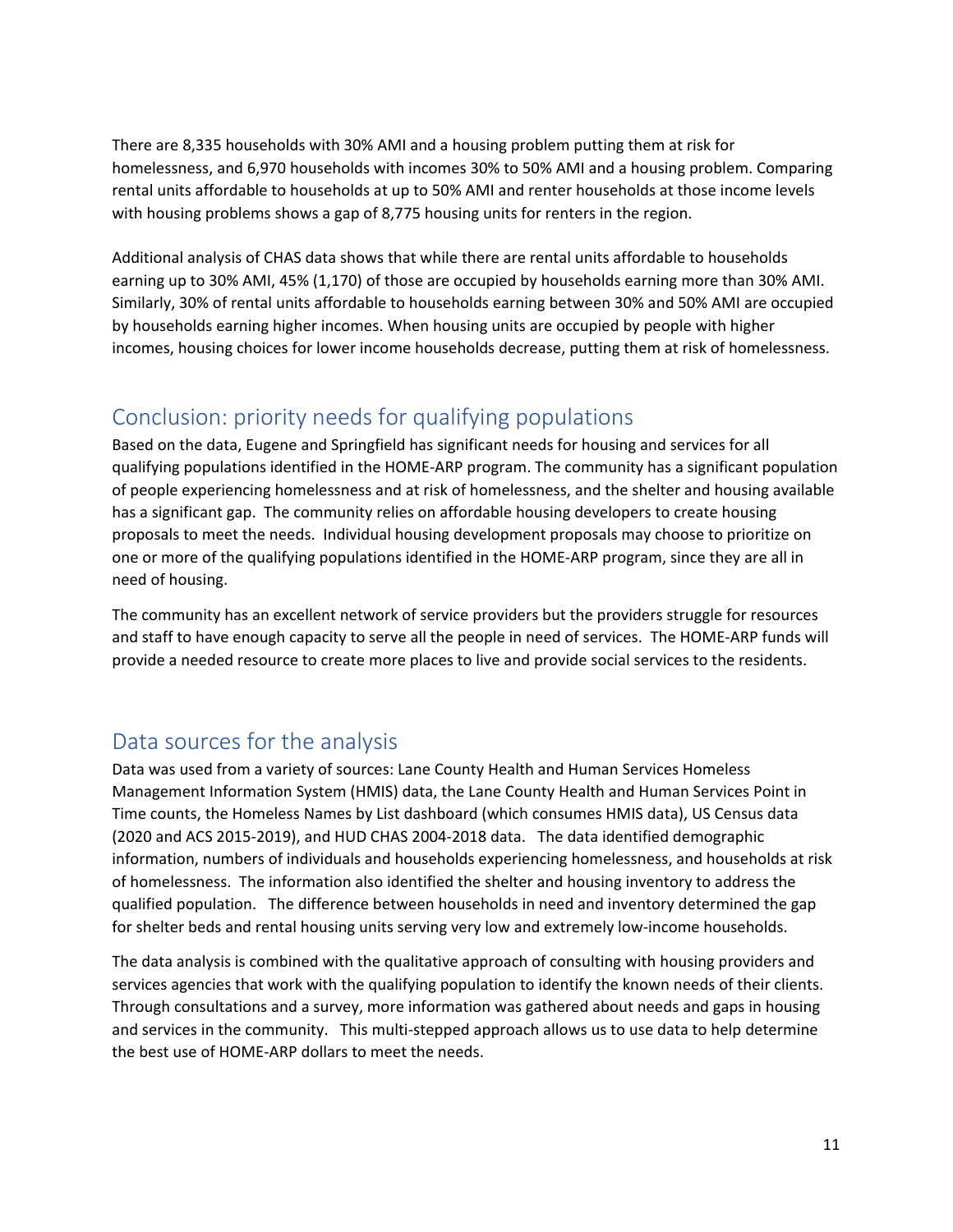There are 8,335 households with 30% AMI and a housing problem putting them at risk for homelessness, and 6,970 households with incomes 30% to 50% AMI and a housing problem. Comparing rental units affordable to households at up to 50% AMI and renter households at those income levels with housing problems shows a gap of 8,775 housing units for renters in the region.

Additional analysis of CHAS data shows that while there are rental units affordable to households earning up to 30% AMI, 45% (1,170) of those are occupied by households earning more than 30% AMI. Similarly, 30% of rental units affordable to households earning between 30% and 50% AMI are occupied by households earning higher incomes. When housing units are occupied by people with higher incomes, housing choices for lower income households decrease, putting them at risk of homelessness.

## Conclusion: priority needs for qualifying populations

Based on the data, Eugene and Springfield has significant needs for housing and services for all qualifying populations identified in the HOME-ARP program. The community has a significant population of people experiencing homelessness and at risk of homelessness, and the shelter and housing available has a significant gap. The community relies on affordable housing developers to create housing proposals to meet the needs. Individual housing development proposals may choose to prioritize on one or more of the qualifying populations identified in the HOME-ARP program, since they are all in need of housing.

The community has an excellent network of service providers but the providers struggle for resources and staff to have enough capacity to serve all the people in need of services. The HOME-ARP funds will provide a needed resource to create more places to live and provide social services to the residents.

## Data sources for the analysis

Data was used from a variety of sources: Lane County Health and Human Services Homeless Management Information System (HMIS) data, the Lane County Health and Human Services Point in Time counts, the Homeless Names by List dashboard (which consumes HMIS data), US Census data (2020 and ACS 2015-2019), and HUD CHAS 2004-2018 data. The data identified demographic information, numbers of individuals and households experiencing homelessness, and households at risk of homelessness. The information also identified the shelter and housing inventory to address the qualified population. The difference between households in need and inventory determined the gap for shelter beds and rental housing units serving very low and extremely low-income households.

The data analysis is combined with the qualitative approach of consulting with housing providers and services agencies that work with the qualifying population to identify the known needs of their clients. Through consultations and a survey, more information was gathered about needs and gaps in housing and services in the community. This multi-stepped approach allows us to use data to help determine the best use of HOME-ARP dollars to meet the needs.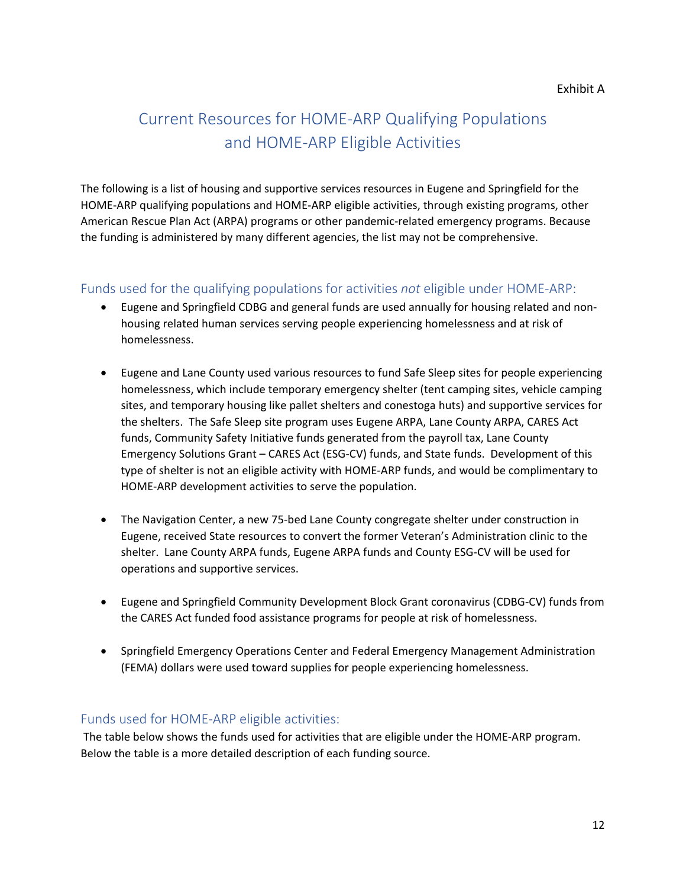Exhibit A

# Current Resources for HOME-ARP Qualifying Populations and HOME-ARP Eligible Activities

The following is a list of housing and supportive services resources in Eugene and Springfield for the HOME-ARP qualifying populations and HOME-ARP eligible activities, through existing programs, other American Rescue Plan Act (ARPA) programs or other pandemic-related emergency programs. Because the funding is administered by many different agencies, the list may not be comprehensive.

## Funds used for the qualifying populations for activities *not* eligible under HOME-ARP:

- Eugene and Springfield CDBG and general funds are used annually for housing related and non-housing related human services serving people experiencing homelessness and at risk of homelessness.

- Eugene and Lane County used various resources to fund Safe Sleep sites for people experiencing homelessness, which include temporary emergency shelter (tent camping sites, vehicle camping sites, and temporary housing like pallet shelters and conestoga huts) and supportive services for the shelters. The Safe Sleep site program uses Eugene ARPA, Lane County ARPA, CARES Act funds, Community Safety Initiative funds generated from the payroll tax, Lane County Emergency Solutions Grant – CARES Act (ESG-CV) funds, and State funds. Development of this type of shelter is not an eligible activity with HOME-ARP funds, and would be complimentary to HOME-ARP development activities to serve the population.

- The Navigation Center, a new 75-bed Lane County congregate shelter under construction in Eugene, received State resources to convert the former Veteran's Administration clinic to the shelter. Lane County ARPA funds, Eugene ARPA funds and County ESG-CV will be used for operations and supportive services.

- Eugene and Springfield Community Development Block Grant coronavirus (CDBG-CV) funds from the CARES Act funded food assistance programs for people at risk of homelessness.

- Springfield Emergency Operations Center and Federal Emergency Management Administration (FEMA) dollars were used toward supplies for people experiencing homelessness.

## Funds used for HOME-ARP eligible activities:

The table below shows the funds used for activities that are eligible under the HOME-ARP program. Below the table is a more detailed description of each funding source.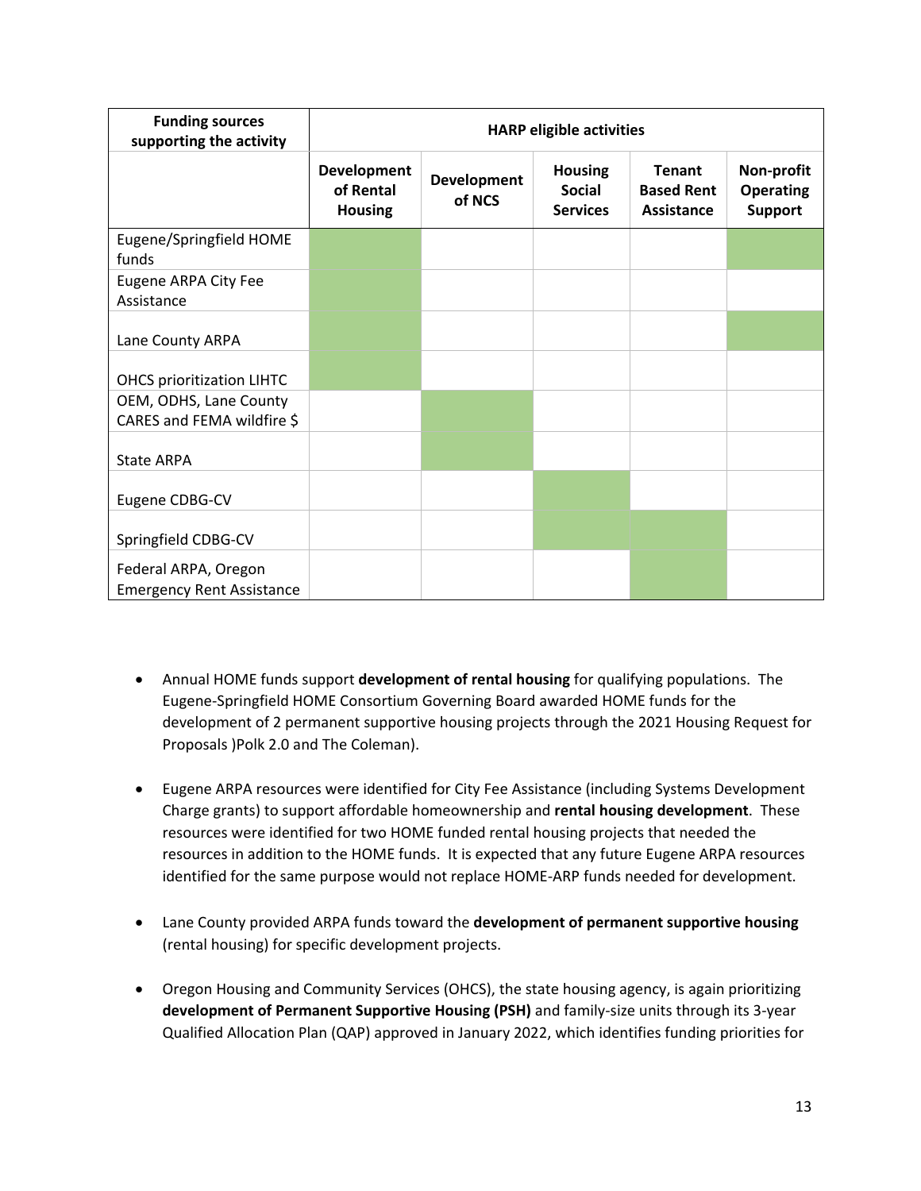| Funding sources supporting the activity | HARP eligible activities | | | | |
|---|---|---|---|---|---|
| | Development of Rental Housing | Development of NCS | Housing Social Services | Tenant Based Rent Assistance | Non-profit Operating Support |
| Eugene/Springfield HOME funds | ✓ | | | | ✓ |
| Eugene ARPA City Fee Assistance | ✓ | | | | |
| Lane County ARPA | ✓ | | | | ✓ |
| OHCS prioritization LIHTC | ✓ | | | | |
| OEM, ODHS, Lane County CARES and FEMA wildfire $ | | ✓ | | | |
| State ARPA | | ✓ | | | |
| Eugene CDBG-CV | | | ✓ | | |
| Springfield CDBG-CV | | | ✓ | ✓ | |
| Federal ARPA, Oregon Emergency Rent Assistance | | | | ✓ | |

- Annual HOME funds support **development of rental housing** for qualifying populations. The Eugene-Springfield HOME Consortium Governing Board awarded HOME funds for the development of 2 permanent supportive housing projects through the 2021 Housing Request for Proposals )Polk 2.0 and The Coleman).

- Eugene ARPA resources were identified for City Fee Assistance (including Systems Development Charge grants) to support affordable homeownership and **rental housing development**. These resources were identified for two HOME funded rental housing projects that needed the resources in addition to the HOME funds. It is expected that any future Eugene ARPA resources identified for the same purpose would not replace HOME-ARP funds needed for development.

- Lane County provided ARPA funds toward the **development of permanent supportive housing** (rental housing) for specific development projects.

- Oregon Housing and Community Services (OHCS), the state housing agency, is again prioritizing **development of Permanent Supportive Housing (PSH)** and family-size units through its 3-year Qualified Allocation Plan (QAP) approved in January 2022, which identifies funding priorities for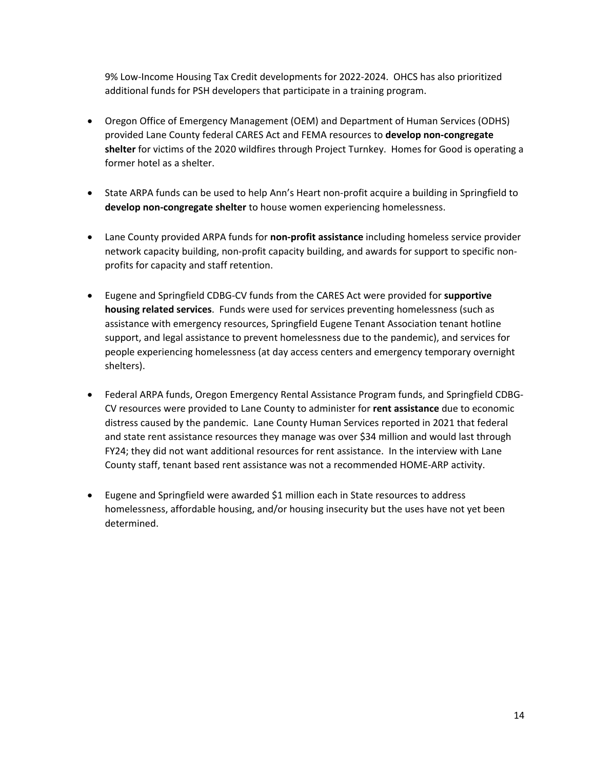9% Low-Income Housing Tax Credit developments for 2022-2024. OHCS has also prioritized additional funds for PSH developers that participate in a training program.

- Oregon Office of Emergency Management (OEM) and Department of Human Services (ODHS) provided Lane County federal CARES Act and FEMA resources to **develop non-congregate shelter** for victims of the 2020 wildfires through Project Turnkey. Homes for Good is operating a former hotel as a shelter.

- State ARPA funds can be used to help Ann's Heart non-profit acquire a building in Springfield to **develop non-congregate shelter** to house women experiencing homelessness.

- Lane County provided ARPA funds for **non-profit assistance** including homeless service provider network capacity building, non-profit capacity building, and awards for support to specific non-profits for capacity and staff retention.

- Eugene and Springfield CDBG-CV funds from the CARES Act were provided for **supportive housing related services**. Funds were used for services preventing homelessness (such as assistance with emergency resources, Springfield Eugene Tenant Association tenant hotline support, and legal assistance to prevent homelessness due to the pandemic), and services for people experiencing homelessness (at day access centers and emergency temporary overnight shelters).

- Federal ARPA funds, Oregon Emergency Rental Assistance Program funds, and Springfield CDBG-CV resources were provided to Lane County to administer for **rent assistance** due to economic distress caused by the pandemic. Lane County Human Services reported in 2021 that federal and state rent assistance resources they manage was over $34 million and would last through FY24; they did not want additional resources for rent assistance. In the interview with Lane County staff, tenant based rent assistance was not a recommended HOME-ARP activity.

- Eugene and Springfield were awarded $1 million each in State resources to address homelessness, affordable housing, and/or housing insecurity but the uses have not yet been determined.